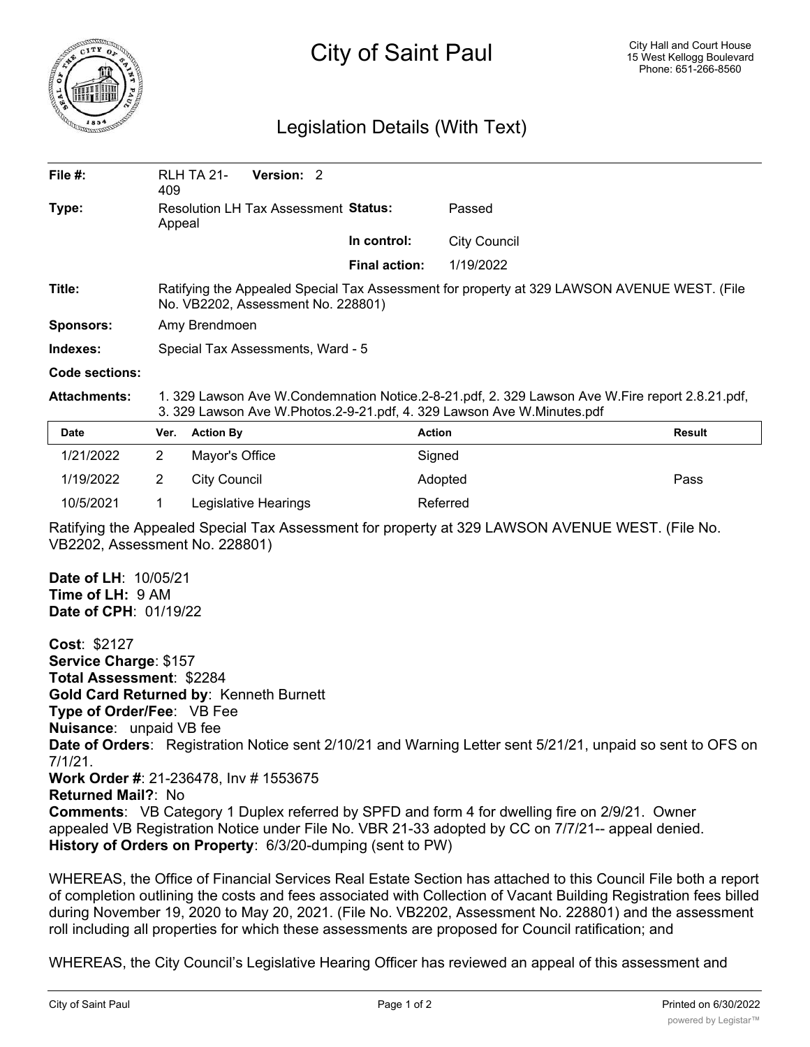# City of Saint Paul

City Hall and Court House
15 West Kellogg Boulevard
Phone: 651-266-8560

## Legislation Details (With Text)

| | | | |
|---|---|---|---|
| **File #:** | RLH TA 21-409 **Version:** 2 | | |
| **Type:** | Resolution LH Tax Assessment Appeal | **Status:** | Passed |
| | | **In control:** | City Council |
| | | **Final action:** | 1/19/2022 |

**Title:** Ratifying the Appealed Special Tax Assessment for property at 329 LAWSON AVENUE WEST. (File No. VB2202, Assessment No. 228801)

**Sponsors:** Amy Brendmoen

**Indexes:** Special Tax Assessments, Ward - 5

**Code sections:**

**Attachments:** 1. 329 Lawson Ave W.Condemnation Notice.2-8-21.pdf, 2. 329 Lawson Ave W.Fire report 2.8.21.pdf, 3. 329 Lawson Ave W.Photos.2-9-21.pdf, 4. 329 Lawson Ave W.Minutes.pdf

| Date | Ver. | Action By | Action | Result |
|---|---|---|---|---|
| 1/21/2022 | 2 | Mayor's Office | Signed | |
| 1/19/2022 | 2 | City Council | Adopted | Pass |
| 10/5/2021 | 1 | Legislative Hearings | Referred | |

Ratifying the Appealed Special Tax Assessment for property at 329 LAWSON AVENUE WEST. (File No. VB2202, Assessment No. 228801)

**Date of LH**: 10/05/21
**Time of LH:** 9 AM
**Date of CPH**: 01/19/22

**Cost**: $2127
**Service Charge**: $157
**Total Assessment**: $2284
**Gold Card Returned by**: Kenneth Burnett
**Type of Order/Fee**: VB Fee
**Nuisance**: unpaid VB fee
**Date of Orders**: Registration Notice sent 2/10/21 and Warning Letter sent 5/21/21, unpaid so sent to OFS on 7/1/21.
**Work Order #**: 21-236478, Inv # 1553675
**Returned Mail?**: No
**Comments**: VB Category 1 Duplex referred by SPFD and form 4 for dwelling fire on 2/9/21. Owner appealed VB Registration Notice under File No. VBR 21-33 adopted by CC on 7/7/21-- appeal denied.
**History of Orders on Property**: 6/3/20-dumping (sent to PW)

WHEREAS, the Office of Financial Services Real Estate Section has attached to this Council File both a report of completion outlining the costs and fees associated with Collection of Vacant Building Registration fees billed during November 19, 2020 to May 20, 2021. (File No. VB2202, Assessment No. 228801) and the assessment roll including all properties for which these assessments are proposed for Council ratification; and

WHEREAS, the City Council's Legislative Hearing Officer has reviewed an appeal of this assessment and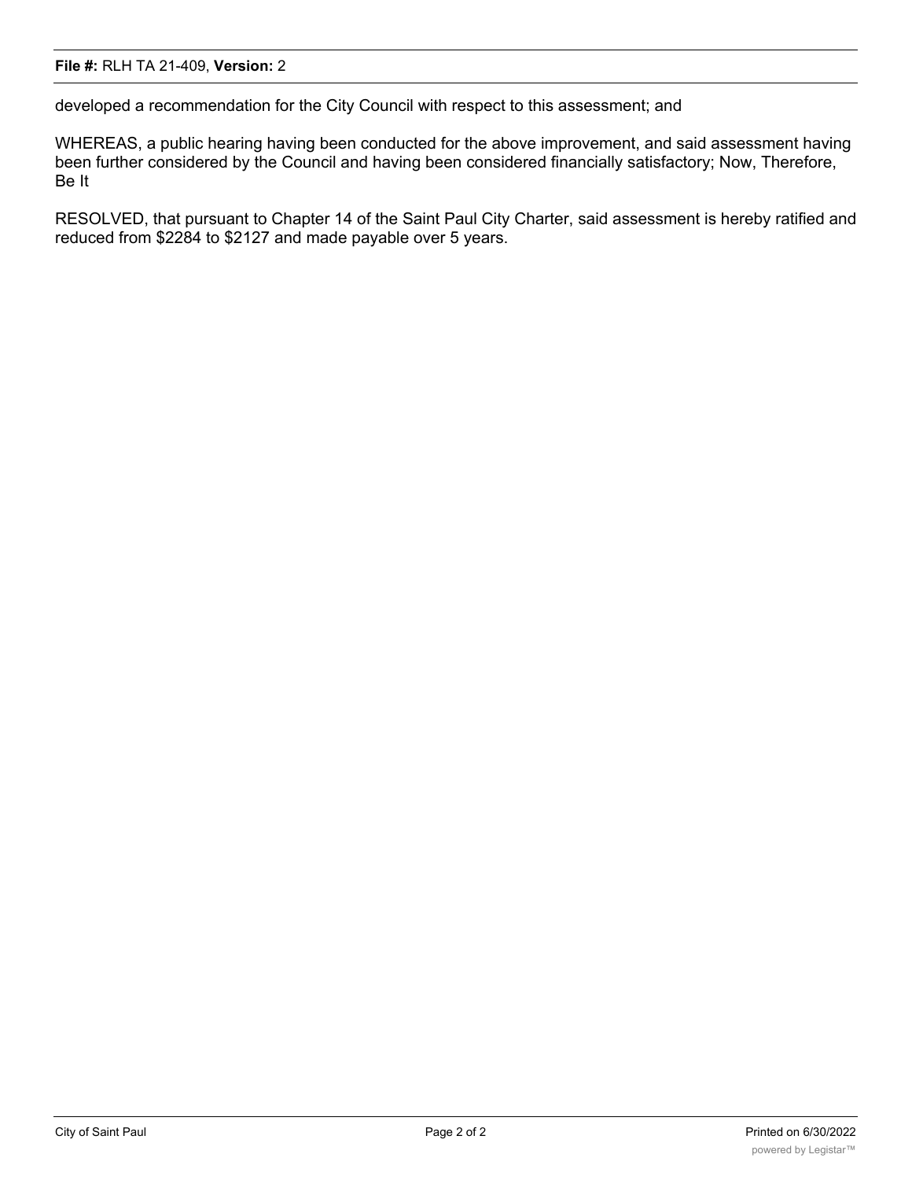developed a recommendation for the City Council with respect to this assessment; and

WHEREAS, a public hearing having been conducted for the above improvement, and said assessment having been further considered by the Council and having been considered financially satisfactory; Now, Therefore, Be It

RESOLVED, that pursuant to Chapter 14 of the Saint Paul City Charter, said assessment is hereby ratified and reduced from $2284 to $2127 and made payable over 5 years.